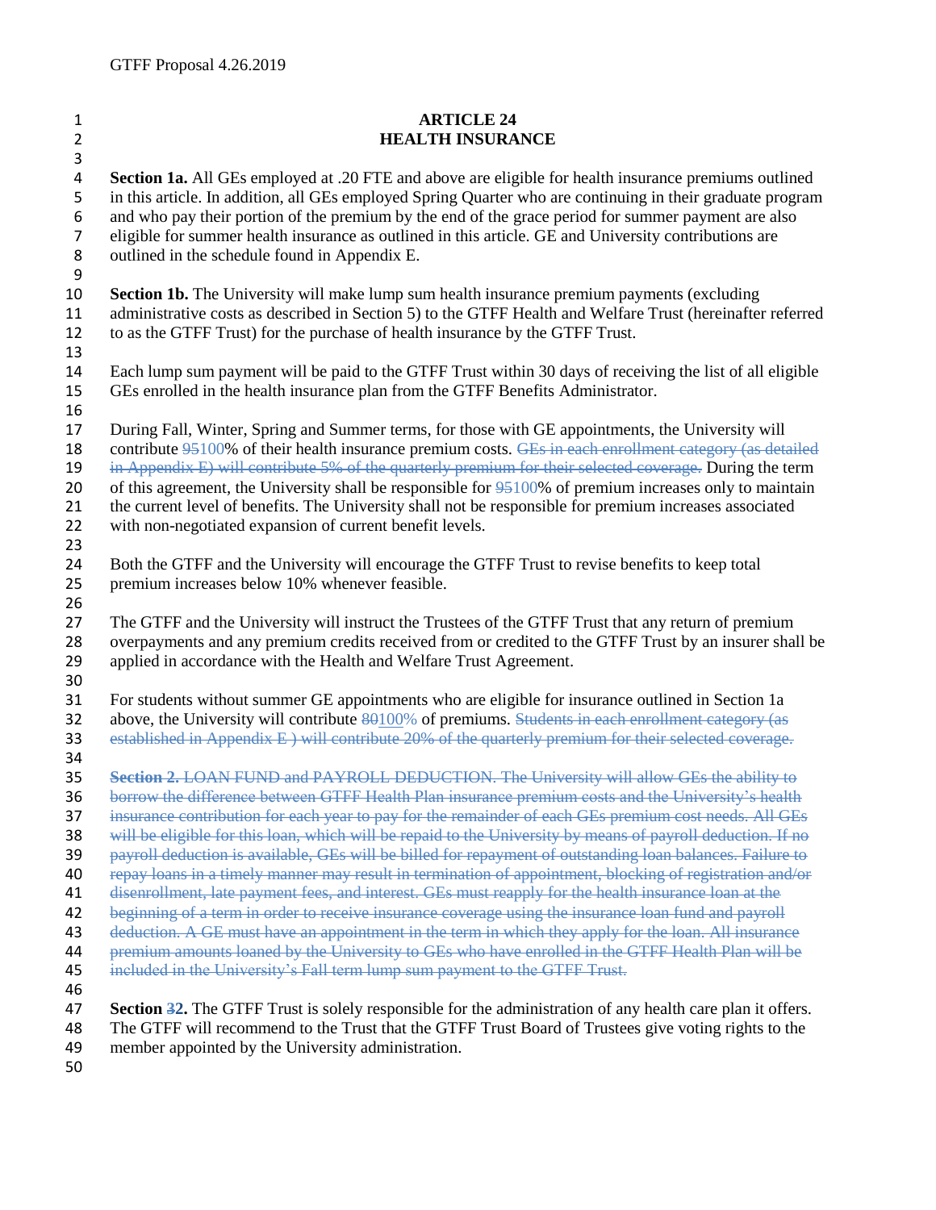# ARTICLE 24
## HEALTH INSURANCE

**Section 1a.** All GEs employed at .20 FTE and above are eligible for health insurance premiums outlined in this article. In addition, all GEs employed Spring Quarter who are continuing in their graduate program and who pay their portion of the premium by the end of the grace period for summer payment are also eligible for summer health insurance as outlined in this article. GE and University contributions are outlined in the schedule found in Appendix E.

**Section 1b.** The University will make lump sum health insurance premium payments (excluding administrative costs as described in Section 5) to the GTFF Health and Welfare Trust (hereinafter referred to as the GTFF Trust) for the purchase of health insurance by the GTFF Trust.

Each lump sum payment will be paid to the GTFF Trust within 30 days of receiving the list of all eligible GEs enrolled in the health insurance plan from the GTFF Benefits Administrator.

During Fall, Winter, Spring and Summer terms, for those with GE appointments, the University will contribute ~~95~~100% of their health insurance premium costs. ~~GEs in each enrollment category (as detailed in Appendix E) will contribute 5% of the quarterly premium for their selected coverage.~~ During the term of this agreement, the University shall be responsible for ~~95~~100% of premium increases only to maintain the current level of benefits. The University shall not be responsible for premium increases associated with non-negotiated expansion of current benefit levels.

Both the GTFF and the University will encourage the GTFF Trust to revise benefits to keep total premium increases below 10% whenever feasible.

The GTFF and the University will instruct the Trustees of the GTFF Trust that any return of premium overpayments and any premium credits received from or credited to the GTFF Trust by an insurer shall be applied in accordance with the Health and Welfare Trust Agreement.

For students without summer GE appointments who are eligible for insurance outlined in Section 1a above, the University will contribute ~~80~~100% of premiums. ~~Students in each enrollment category (as established in Appendix E ) will contribute 20% of the quarterly premium for their selected coverage.~~

~~**Section 2.** LOAN FUND and PAYROLL DEDUCTION. The University will allow GEs the ability to borrow the difference between GTFF Health Plan insurance premium costs and the University's health insurance contribution for each year to pay for the remainder of each GEs premium cost needs. All GEs will be eligible for this loan, which will be repaid to the University by means of payroll deduction. If no payroll deduction is available, GEs will be billed for repayment of outstanding loan balances. Failure to repay loans in a timely manner may result in termination of appointment, blocking of registration and/or disenrollment, late payment fees, and interest. GEs must reapply for the health insurance loan at the beginning of a term in order to receive insurance coverage using the insurance loan fund and payroll deduction. A GE must have an appointment in the term in which they apply for the loan. All insurance premium amounts loaned by the University to GEs who have enrolled in the GTFF Health Plan will be included in the University's Fall term lump sum payment to the GTFF Trust.~~

**Section ~~3~~2.** The GTFF Trust is solely responsible for the administration of any health care plan it offers. The GTFF will recommend to the Trust that the GTFF Trust Board of Trustees give voting rights to the member appointed by the University administration.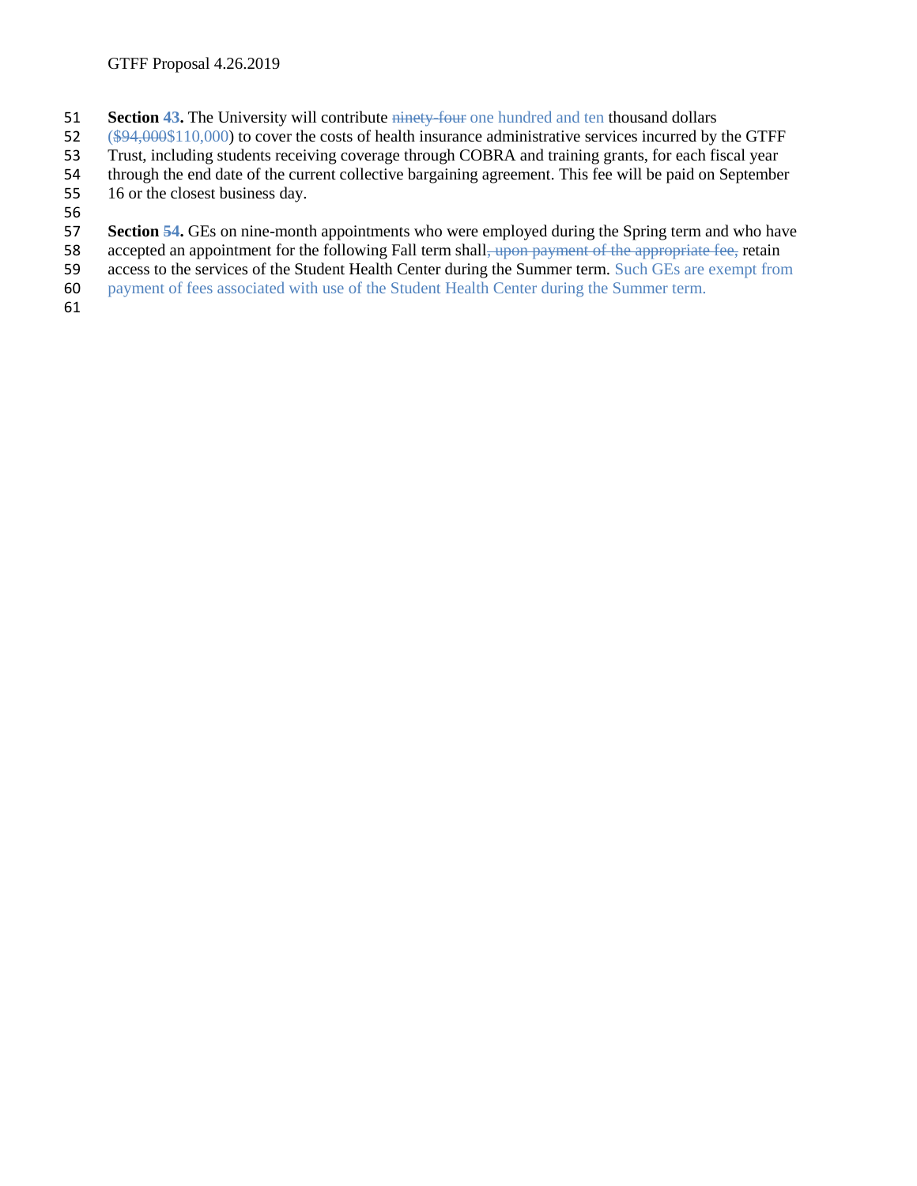**Section ~~4~~3.** The University will contribute ~~ninety-four~~ one hundred and ten thousand dollars (~~$94,000~~$110,000) to cover the costs of health insurance administrative services incurred by the GTFF Trust, including students receiving coverage through COBRA and training grants, for each fiscal year through the end date of the current collective bargaining agreement. This fee will be paid on September 16 or the closest business day.

**Section ~~5~~4.** GEs on nine-month appointments who were employed during the Spring term and who have accepted an appointment for the following Fall term shall~~, upon payment of the appropriate fee,~~ retain access to the services of the Student Health Center during the Summer term. Such GEs are exempt from payment of fees associated with use of the Student Health Center during the Summer term.